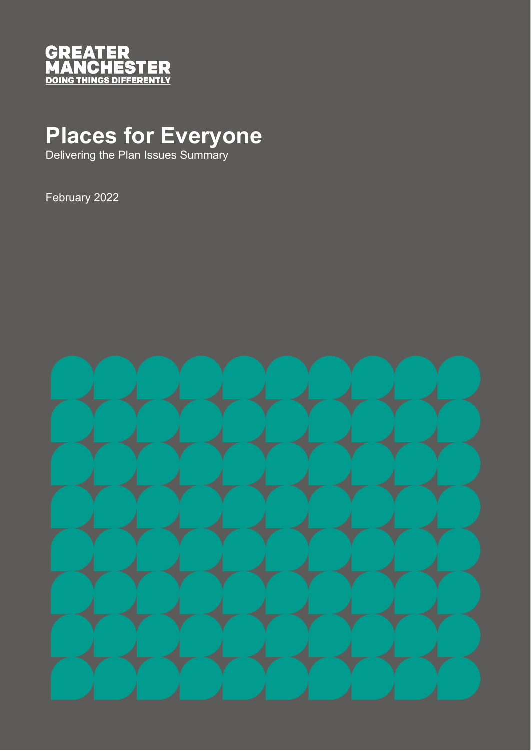GREATER MANCHESTER
DOING THINGS DIFFERENTLY

# Places for Everyone

Delivering the Plan Issues Summary

February 2022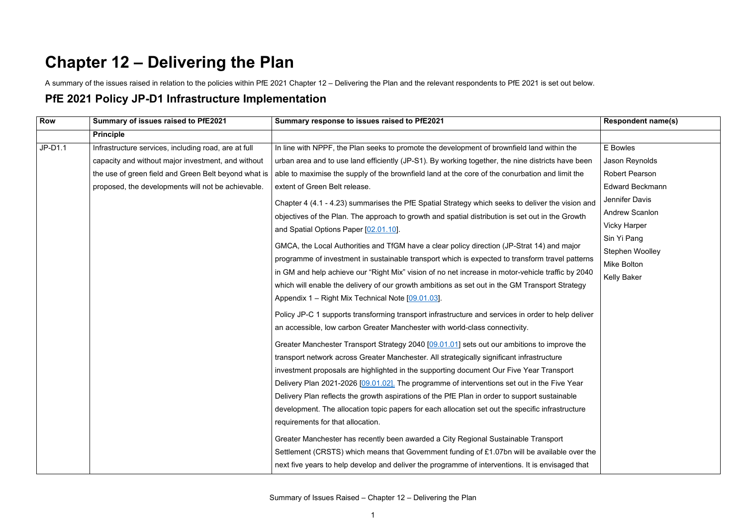# Chapter 12 – Delivering the Plan

A summary of the issues raised in relation to the policies within PfE 2021 Chapter 12 – Delivering the Plan and the relevant respondents to PfE 2021 is set out below.

## PfE 2021 Policy JP-D1 Infrastructure Implementation

| Row | Summary of issues raised to PfE2021 | Summary response to issues raised to PfE2021 | Respondent name(s) |
|---|---|---|---|
| | **Principle** | | |
| JP-D1.1 | Infrastructure services, including road, are at full capacity and without major investment, and without the use of green field and Green Belt beyond what is proposed, the developments will not be achievable. | In line with NPPF, the Plan seeks to promote the development of brownfield land within the urban area and to use land efficiently (JP-S1). By working together, the nine districts have been able to maximise the supply of the brownfield land at the core of the conurbation and limit the extent of Green Belt release.<br><br>Chapter 4 (4.1 - 4.23) summarises the PfE Spatial Strategy which seeks to deliver the vision and objectives of the Plan. The approach to growth and spatial distribution is set out in the Growth and Spatial Options Paper [02.01.10].<br><br>GMCA, the Local Authorities and TfGM have a clear policy direction (JP-Strat 14) and major programme of investment in sustainable transport which is expected to transform travel patterns in GM and help achieve our "Right Mix" vision of no net increase in motor-vehicle traffic by 2040 which will enable the delivery of our growth ambitions as set out in the GM Transport Strategy Appendix 1 – Right Mix Technical Note [09.01.03].<br><br>Policy JP-C 1 supports transforming transport infrastructure and services in order to help deliver an accessible, low carbon Greater Manchester with world-class connectivity.<br><br>Greater Manchester Transport Strategy 2040 [09.01.01] sets out our ambitions to improve the transport network across Greater Manchester. All strategically significant infrastructure investment proposals are highlighted in the supporting document Our Five Year Transport Delivery Plan 2021-2026 [09.01.02]. The programme of interventions set out in the Five Year Delivery Plan reflects the growth aspirations of the PfE Plan in order to support sustainable development. The allocation topic papers for each allocation set out the specific infrastructure requirements for that allocation.<br><br>Greater Manchester has recently been awarded a City Regional Sustainable Transport Settlement (CRSTS) which means that Government funding of £1.07bn will be available over the next five years to help develop and deliver the programme of interventions. It is envisaged that | E Bowles<br>Jason Reynolds<br>Robert Pearson<br>Edward Beckmann<br>Jennifer Davis<br>Andrew Scanlon<br>Vicky Harper<br>Sin Yi Pang<br>Stephen Woolley<br>Mike Bolton<br>Kelly Baker |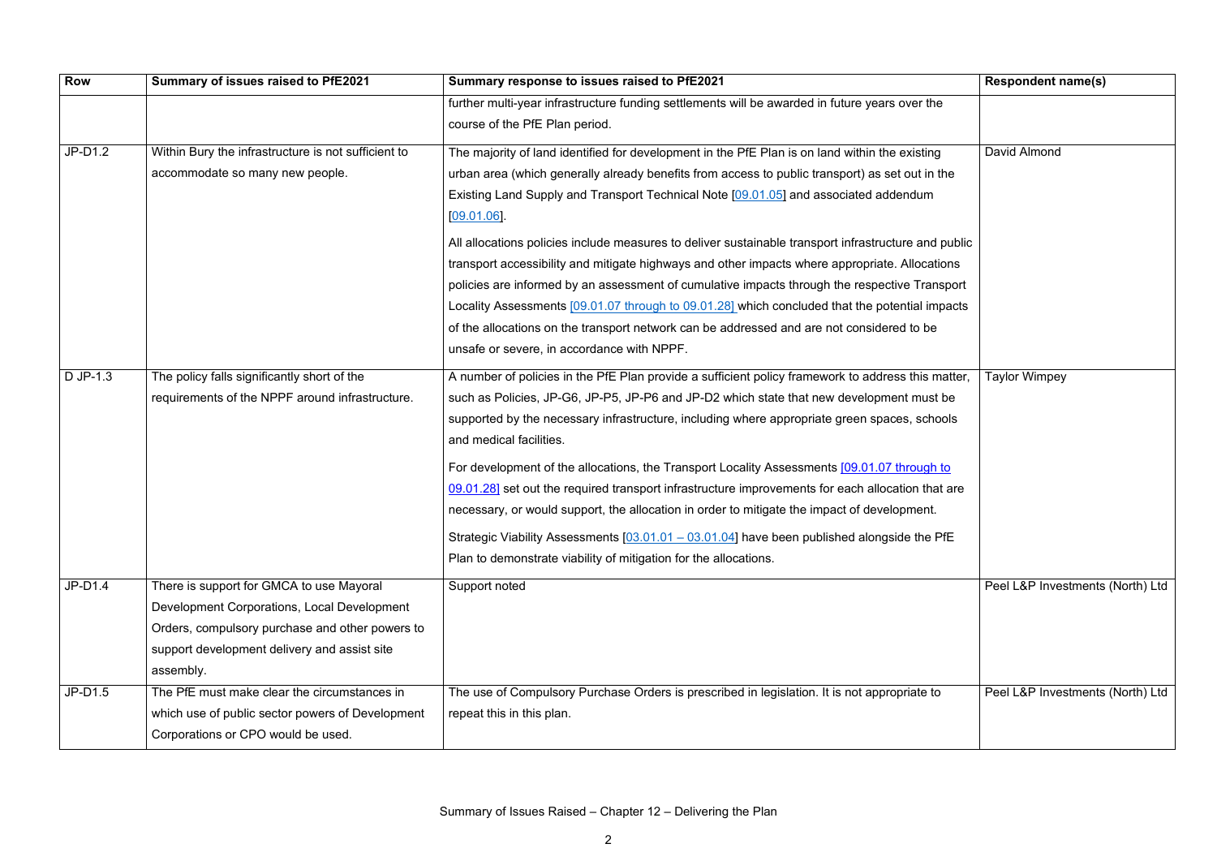| Row | Summary of issues raised to PfE2021 | Summary response to issues raised to PfE2021 | Respondent name(s) |
|---|---|---|---|
| | | further multi-year infrastructure funding settlements will be awarded in future years over the course of the PfE Plan period. | |
| JP-D1.2 | Within Bury the infrastructure is not sufficient to accommodate so many new people. | The majority of land identified for development in the PfE Plan is on land within the existing urban area (which generally already benefits from access to public transport) as set out in the Existing Land Supply and Transport Technical Note [09.01.05] and associated addendum [09.01.06].<br><br>All allocations policies include measures to deliver sustainable transport infrastructure and public transport accessibility and mitigate highways and other impacts where appropriate. Allocations policies are informed by an assessment of cumulative impacts through the respective Transport Locality Assessments [09.01.07 through to 09.01.28] which concluded that the potential impacts of the allocations on the transport network can be addressed and are not considered to be unsafe or severe, in accordance with NPPF. | David Almond |
| D JP-1.3 | The policy falls significantly short of the requirements of the NPPF around infrastructure. | A number of policies in the PfE Plan provide a sufficient policy framework to address this matter, such as Policies, JP-G6, JP-P5, JP-P6 and JP-D2 which state that new development must be supported by the necessary infrastructure, including where appropriate green spaces, schools and medical facilities.<br><br>For development of the allocations, the Transport Locality Assessments [09.01.07 through to 09.01.28] set out the required transport infrastructure improvements for each allocation that are necessary, or would support, the allocation in order to mitigate the impact of development.<br><br>Strategic Viability Assessments [03.01.01 – 03.01.04] have been published alongside the PfE Plan to demonstrate viability of mitigation for the allocations. | Taylor Wimpey |
| JP-D1.4 | There is support for GMCA to use Mayoral Development Corporations, Local Development Orders, compulsory purchase and other powers to support development delivery and assist site assembly. | Support noted | Peel L&P Investments (North) Ltd |
| JP-D1.5 | The PfE must make clear the circumstances in which use of public sector powers of Development Corporations or CPO would be used. | The use of Compulsory Purchase Orders is prescribed in legislation. It is not appropriate to repeat this in this plan. | Peel L&P Investments (North) Ltd |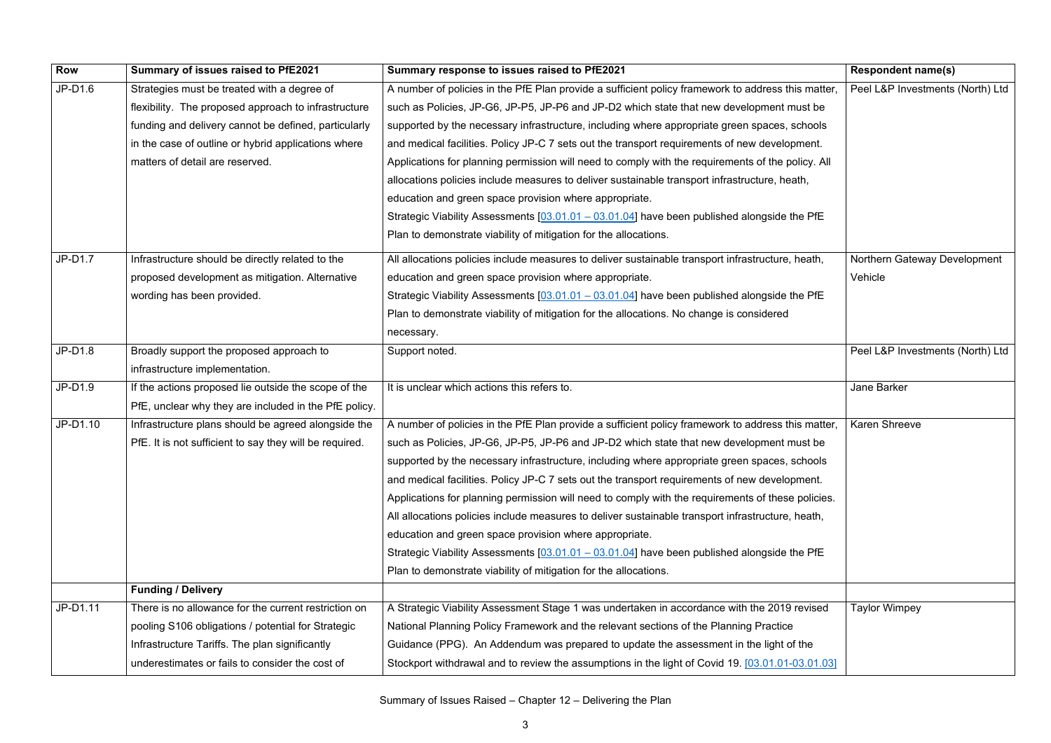| Row | Summary of issues raised to PfE2021 | Summary response to issues raised to PfE2021 | Respondent name(s) |
|---|---|---|---|
| JP-D1.6 | Strategies must be treated with a degree of flexibility. The proposed approach to infrastructure funding and delivery cannot be defined, particularly in the case of outline or hybrid applications where matters of detail are reserved. | A number of policies in the PfE Plan provide a sufficient policy framework to address this matter, such as Policies, JP-G6, JP-P5, JP-P6 and JP-D2 which state that new development must be supported by the necessary infrastructure, including where appropriate green spaces, schools and medical facilities. Policy JP-C 7 sets out the transport requirements of new development. Applications for planning permission will need to comply with the requirements of the policy. All allocations policies include measures to deliver sustainable transport infrastructure, heath, education and green space provision where appropriate.<br>Strategic Viability Assessments [03.01.01 – 03.01.04] have been published alongside the PfE Plan to demonstrate viability of mitigation for the allocations. | Peel L&P Investments (North) Ltd |
| JP-D1.7 | Infrastructure should be directly related to the proposed development as mitigation. Alternative wording has been provided. | All allocations policies include measures to deliver sustainable transport infrastructure, heath, education and green space provision where appropriate.<br>Strategic Viability Assessments [03.01.01 – 03.01.04] have been published alongside the PfE Plan to demonstrate viability of mitigation for the allocations. No change is considered necessary. | Northern Gateway Development Vehicle |
| JP-D1.8 | Broadly support the proposed approach to infrastructure implementation. | Support noted. | Peel L&P Investments (North) Ltd |
| JP-D1.9 | If the actions proposed lie outside the scope of the PfE, unclear why they are included in the PfE policy. | It is unclear which actions this refers to. | Jane Barker |
| JP-D1.10 | Infrastructure plans should be agreed alongside the PfE. It is not sufficient to say they will be required. | A number of policies in the PfE Plan provide a sufficient policy framework to address this matter, such as Policies, JP-G6, JP-P5, JP-P6 and JP-D2 which state that new development must be supported by the necessary infrastructure, including where appropriate green spaces, schools and medical facilities. Policy JP-C 7 sets out the transport requirements of new development. Applications for planning permission will need to comply with the requirements of these policies. All allocations policies include measures to deliver sustainable transport infrastructure, heath, education and green space provision where appropriate.<br>Strategic Viability Assessments [03.01.01 – 03.01.04] have been published alongside the PfE Plan to demonstrate viability of mitigation for the allocations. | Karen Shreeve |
| | **Funding / Delivery** | | |
| JP-D1.11 | There is no allowance for the current restriction on pooling S106 obligations / potential for Strategic Infrastructure Tariffs. The plan significantly underestimates or fails to consider the cost of | A Strategic Viability Assessment Stage 1 was undertaken in accordance with the 2019 revised National Planning Policy Framework and the relevant sections of the Planning Practice Guidance (PPG). An Addendum was prepared to update the assessment in the light of the Stockport withdrawal and to review the assumptions in the light of Covid 19. [03.01.01-03.01.03] | Taylor Wimpey |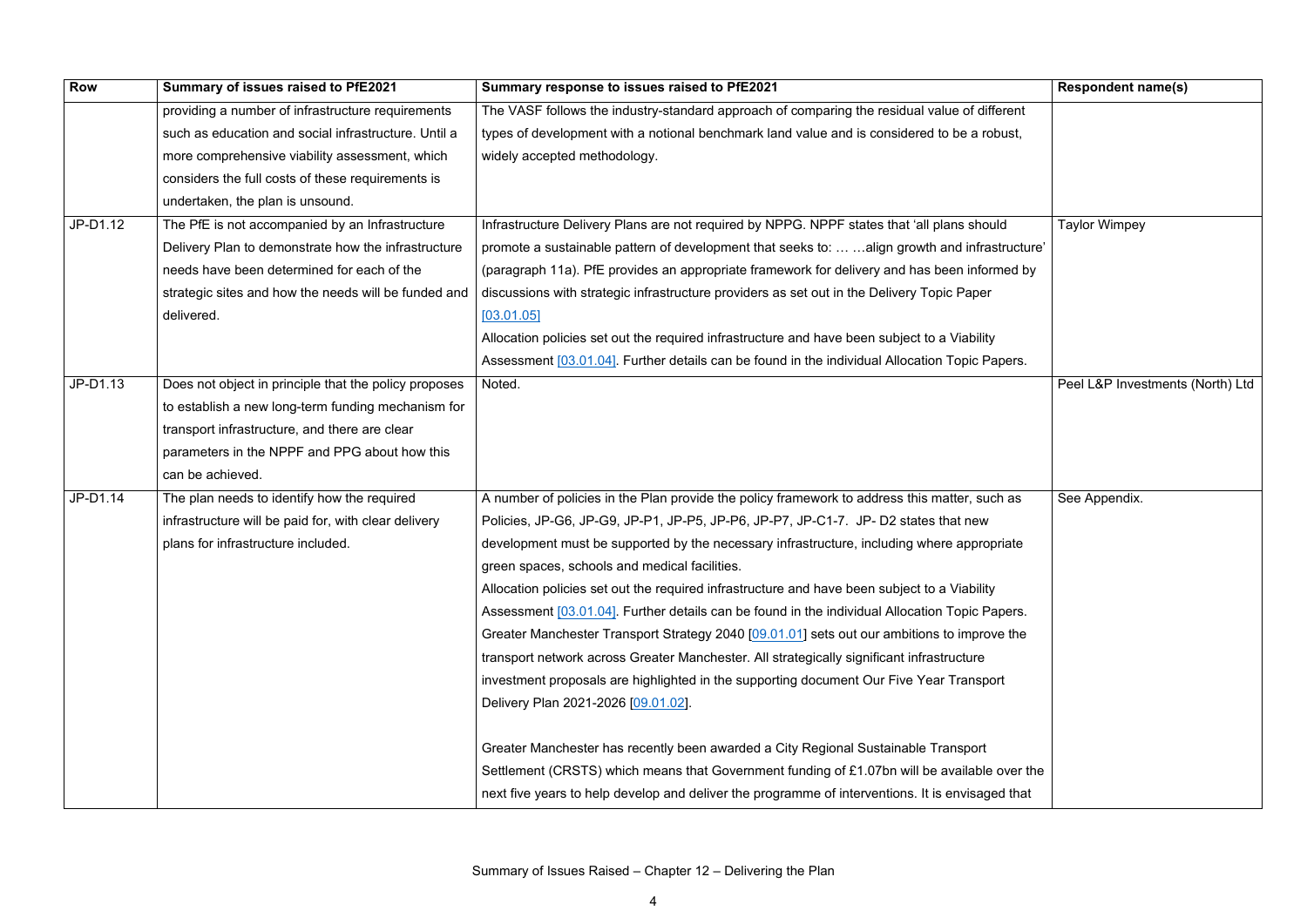| Row | Summary of issues raised to PfE2021 | Summary response to issues raised to PfE2021 | Respondent name(s) |
|---|---|---|---|
| | providing a number of infrastructure requirements such as education and social infrastructure. Until a more comprehensive viability assessment, which considers the full costs of these requirements is undertaken, the plan is unsound. | The VASF follows the industry-standard approach of comparing the residual value of different types of development with a notional benchmark land value and is considered to be a robust, widely accepted methodology. | |
| JP-D1.12 | The PfE is not accompanied by an Infrastructure Delivery Plan to demonstrate how the infrastructure needs have been determined for each of the strategic sites and how the needs will be funded and delivered. | Infrastructure Delivery Plans are not required by NPPG. NPPF states that 'all plans should promote a sustainable pattern of development that seeks to: … …align growth and infrastructure' (paragraph 11a). PfE provides an appropriate framework for delivery and has been informed by discussions with strategic infrastructure providers as set out in the Delivery Topic Paper [03.01.05]<br>Allocation policies set out the required infrastructure and have been subject to a Viability Assessment [03.01.04]. Further details can be found in the individual Allocation Topic Papers. | Taylor Wimpey |
| JP-D1.13 | Does not object in principle that the policy proposes to establish a new long-term funding mechanism for transport infrastructure, and there are clear parameters in the NPPF and PPG about how this can be achieved. | Noted. | Peel L&P Investments (North) Ltd |
| JP-D1.14 | The plan needs to identify how the required infrastructure will be paid for, with clear delivery plans for infrastructure included. | A number of policies in the Plan provide the policy framework to address this matter, such as Policies, JP-G6, JP-G9, JP-P1, JP-P5, JP-P6, JP-P7, JP-C1-7. JP- D2 states that new development must be supported by the necessary infrastructure, including where appropriate green spaces, schools and medical facilities.<br>Allocation policies set out the required infrastructure and have been subject to a Viability Assessment [03.01.04]. Further details can be found in the individual Allocation Topic Papers. Greater Manchester Transport Strategy 2040 [09.01.01] sets out our ambitions to improve the transport network across Greater Manchester. All strategically significant infrastructure investment proposals are highlighted in the supporting document Our Five Year Transport Delivery Plan 2021-2026 [09.01.02].<br><br>Greater Manchester has recently been awarded a City Regional Sustainable Transport Settlement (CRSTS) which means that Government funding of £1.07bn will be available over the next five years to help develop and deliver the programme of interventions. It is envisaged that | See Appendix. |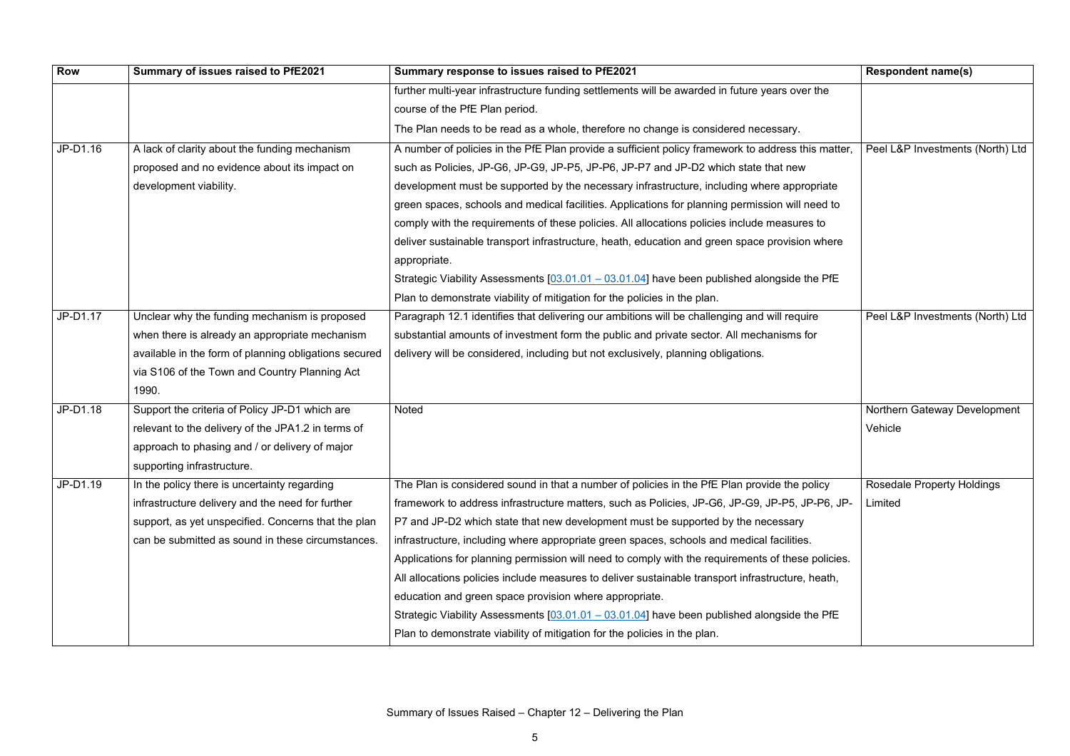| Row | Summary of issues raised to PfE2021 | Summary response to issues raised to PfE2021 | Respondent name(s) |
|---|---|---|---|
| | | further multi-year infrastructure funding settlements will be awarded in future years over the course of the PfE Plan period. The Plan needs to be read as a whole, therefore no change is considered necessary. | |
| JP-D1.16 | A lack of clarity about the funding mechanism proposed and no evidence about its impact on development viability. | A number of policies in the PfE Plan provide a sufficient policy framework to address this matter, such as Policies, JP-G6, JP-G9, JP-P5, JP-P6, JP-P7 and JP-D2 which state that new development must be supported by the necessary infrastructure, including where appropriate green spaces, schools and medical facilities. Applications for planning permission will need to comply with the requirements of these policies. All allocations policies include measures to deliver sustainable transport infrastructure, heath, education and green space provision where appropriate. Strategic Viability Assessments [03.01.01 – 03.01.04] have been published alongside the PfE Plan to demonstrate viability of mitigation for the policies in the plan. | Peel L&P Investments (North) Ltd |
| JP-D1.17 | Unclear why the funding mechanism is proposed when there is already an appropriate mechanism available in the form of planning obligations secured via S106 of the Town and Country Planning Act 1990. | Paragraph 12.1 identifies that delivering our ambitions will be challenging and will require substantial amounts of investment form the public and private sector. All mechanisms for delivery will be considered, including but not exclusively, planning obligations. | Peel L&P Investments (North) Ltd |
| JP-D1.18 | Support the criteria of Policy JP-D1 which are relevant to the delivery of the JPA1.2 in terms of approach to phasing and / or delivery of major supporting infrastructure. | Noted | Northern Gateway Development Vehicle |
| JP-D1.19 | In the policy there is uncertainty regarding infrastructure delivery and the need for further support, as yet unspecified. Concerns that the plan can be submitted as sound in these circumstances. | The Plan is considered sound in that a number of policies in the PfE Plan provide the policy framework to address infrastructure matters, such as Policies, JP-G6, JP-G9, JP-P5, JP-P6, JP-P7 and JP-D2 which state that new development must be supported by the necessary infrastructure, including where appropriate green spaces, schools and medical facilities. Applications for planning permission will need to comply with the requirements of these policies. All allocations policies include measures to deliver sustainable transport infrastructure, heath, education and green space provision where appropriate. Strategic Viability Assessments [03.01.01 – 03.01.04] have been published alongside the PfE Plan to demonstrate viability of mitigation for the policies in the plan. | Rosedale Property Holdings Limited |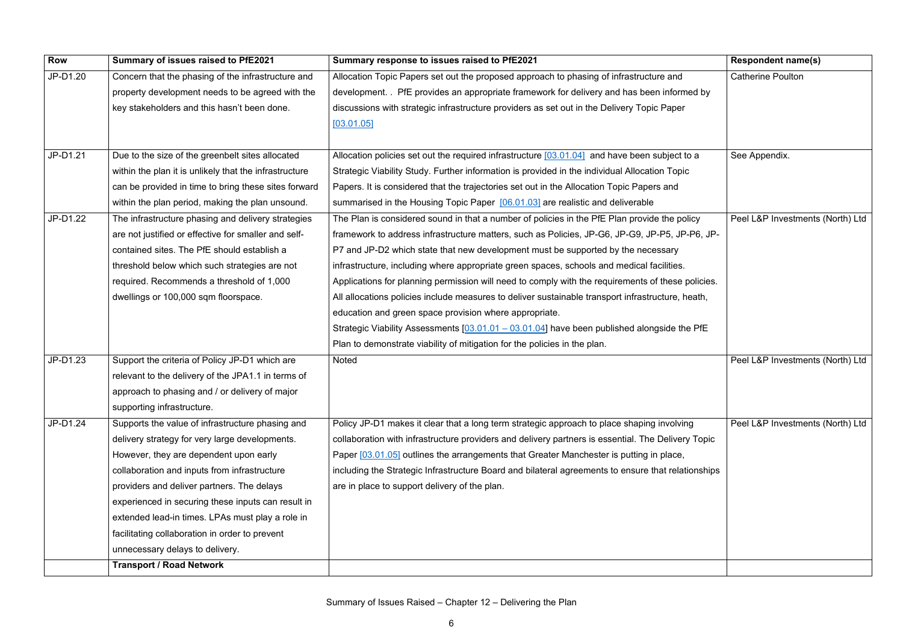| Row | Summary of issues raised to PfE2021 | Summary response to issues raised to PfE2021 | Respondent name(s) |
|---|---|---|---|
| JP-D1.20 | Concern that the phasing of the infrastructure and property development needs to be agreed with the key stakeholders and this hasn't been done. | Allocation Topic Papers set out the proposed approach to phasing of infrastructure and development. . PfE provides an appropriate framework for delivery and has been informed by discussions with strategic infrastructure providers as set out in the Delivery Topic Paper [03.01.05] | Catherine Poulton |
| JP-D1.21 | Due to the size of the greenbelt sites allocated within the plan it is unlikely that the infrastructure can be provided in time to bring these sites forward within the plan period, making the plan unsound. | Allocation policies set out the required infrastructure [03.01.04] and have been subject to a Strategic Viability Study. Further information is provided in the individual Allocation Topic Papers. It is considered that the trajectories set out in the Allocation Topic Papers and summarised in the Housing Topic Paper [06.01.03] are realistic and deliverable | See Appendix. |
| JP-D1.22 | The infrastructure phasing and delivery strategies are not justified or effective for smaller and self-contained sites. The PfE should establish a threshold below which such strategies are not required. Recommends a threshold of 1,000 dwellings or 100,000 sqm floorspace. | The Plan is considered sound in that a number of policies in the PfE Plan provide the policy framework to address infrastructure matters, such as Policies, JP-G6, JP-G9, JP-P5, JP-P6, JP-P7 and JP-D2 which state that new development must be supported by the necessary infrastructure, including where appropriate green spaces, schools and medical facilities. Applications for planning permission will need to comply with the requirements of these policies. All allocations policies include measures to deliver sustainable transport infrastructure, heath, education and green space provision where appropriate.<br>Strategic Viability Assessments [03.01.01 – 03.01.04] have been published alongside the PfE Plan to demonstrate viability of mitigation for the policies in the plan. | Peel L&P Investments (North) Ltd |
| JP-D1.23 | Support the criteria of Policy JP-D1 which are relevant to the delivery of the JPA1.1 in terms of approach to phasing and / or delivery of major supporting infrastructure. | Noted | Peel L&P Investments (North) Ltd |
| JP-D1.24 | Supports the value of infrastructure phasing and delivery strategy for very large developments. However, they are dependent upon early collaboration and inputs from infrastructure providers and deliver partners. The delays experienced in securing these inputs can result in extended lead-in times. LPAs must play a role in facilitating collaboration in order to prevent unnecessary delays to delivery. | Policy JP-D1 makes it clear that a long term strategic approach to place shaping involving collaboration with infrastructure providers and delivery partners is essential. The Delivery Topic Paper [03.01.05] outlines the arrangements that Greater Manchester is putting in place, including the Strategic Infrastructure Board and bilateral agreements to ensure that relationships are in place to support delivery of the plan. | Peel L&P Investments (North) Ltd |
| | **Transport / Road Network** | | |

Summary of Issues Raised – Chapter 12 – Delivering the Plan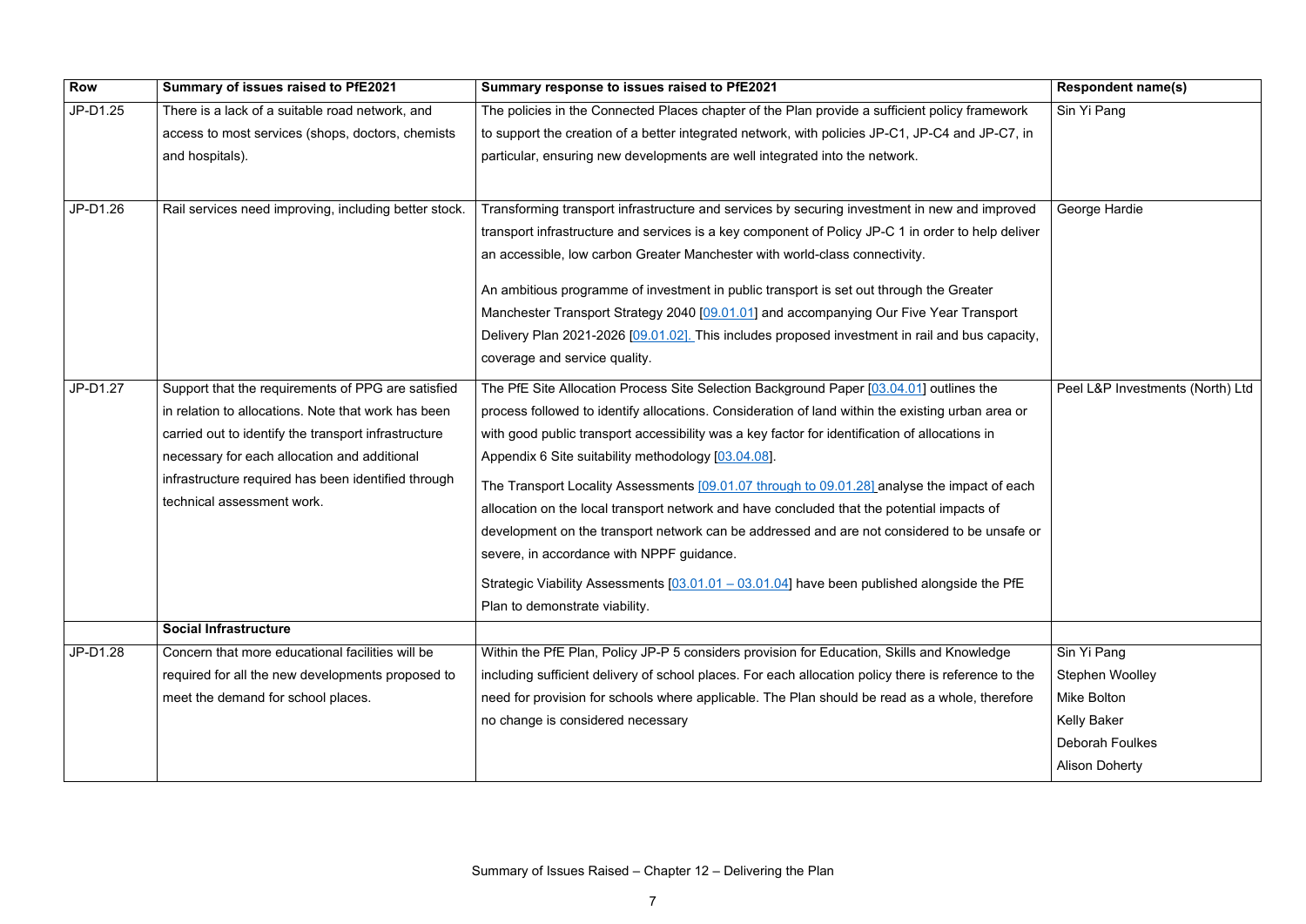| Row | Summary of issues raised to PfE2021 | Summary response to issues raised to PfE2021 | Respondent name(s) |
|---|---|---|---|
| JP-D1.25 | There is a lack of a suitable road network, and access to most services (shops, doctors, chemists and hospitals). | The policies in the Connected Places chapter of the Plan provide a sufficient policy framework to support the creation of a better integrated network, with policies JP-C1, JP-C4 and JP-C7, in particular, ensuring new developments are well integrated into the network. | Sin Yi Pang |
| JP-D1.26 | Rail services need improving, including better stock. | Transforming transport infrastructure and services by securing investment in new and improved transport infrastructure and services is a key component of Policy JP-C 1 in order to help deliver an accessible, low carbon Greater Manchester with world-class connectivity.<br><br>An ambitious programme of investment in public transport is set out through the Greater Manchester Transport Strategy 2040 [09.01.01] and accompanying Our Five Year Transport Delivery Plan 2021-2026 [09.01.02]. This includes proposed investment in rail and bus capacity, coverage and service quality. | George Hardie |
| JP-D1.27 | Support that the requirements of PPG are satisfied in relation to allocations. Note that work has been carried out to identify the transport infrastructure necessary for each allocation and additional infrastructure required has been identified through technical assessment work. | The PfE Site Allocation Process Site Selection Background Paper [03.04.01] outlines the process followed to identify allocations. Consideration of land within the existing urban area or with good public transport accessibility was a key factor for identification of allocations in Appendix 6 Site suitability methodology [03.04.08].<br><br>The Transport Locality Assessments [09.01.07 through to 09.01.28] analyse the impact of each allocation on the local transport network and have concluded that the potential impacts of development on the transport network can be addressed and are not considered to be unsafe or severe, in accordance with NPPF guidance.<br><br>Strategic Viability Assessments [03.01.01 – 03.01.04] have been published alongside the PfE Plan to demonstrate viability. | Peel L&P Investments (North) Ltd |
| | **Social Infrastructure** | | |
| JP-D1.28 | Concern that more educational facilities will be required for all the new developments proposed to meet the demand for school places. | Within the PfE Plan, Policy JP-P 5 considers provision for Education, Skills and Knowledge including sufficient delivery of school places. For each allocation policy there is reference to the need for provision for schools where applicable. The Plan should be read as a whole, therefore no change is considered necessary | Sin Yi Pang<br>Stephen Woolley<br>Mike Bolton<br>Kelly Baker<br>Deborah Foulkes<br>Alison Doherty |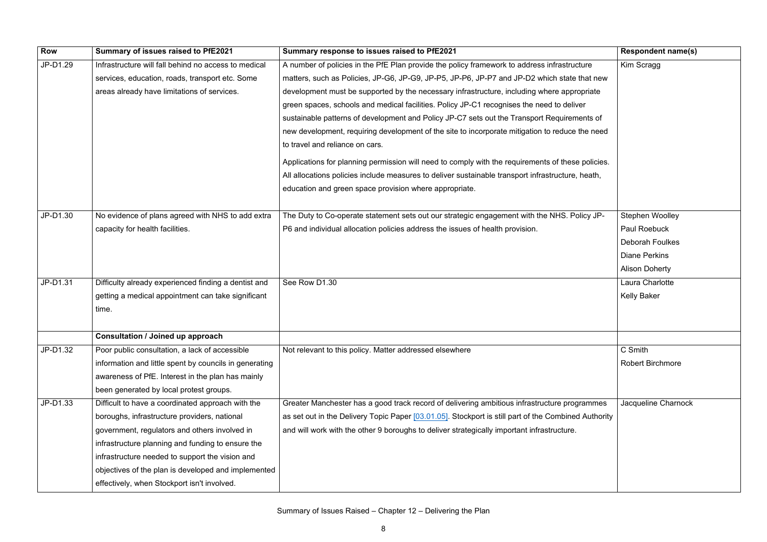| Row | Summary of issues raised to PfE2021 | Summary response to issues raised to PfE2021 | Respondent name(s) |
|---|---|---|---|
| JP-D1.29 | Infrastructure will fall behind no access to medical services, education, roads, transport etc. Some areas already have limitations of services. | A number of policies in the PfE Plan provide the policy framework to address infrastructure matters, such as Policies, JP-G6, JP-G9, JP-P5, JP-P6, JP-P7 and JP-D2 which state that new development must be supported by the necessary infrastructure, including where appropriate green spaces, schools and medical facilities. Policy JP-C1 recognises the need to deliver sustainable patterns of development and Policy JP-C7 sets out the Transport Requirements of new development, requiring development of the site to incorporate mitigation to reduce the need to travel and reliance on cars.<br><br>Applications for planning permission will need to comply with the requirements of these policies. All allocations policies include measures to deliver sustainable transport infrastructure, heath, education and green space provision where appropriate. | Kim Scragg |
| JP-D1.30 | No evidence of plans agreed with NHS to add extra capacity for health facilities. | The Duty to Co-operate statement sets out our strategic engagement with the NHS. Policy JP-P6 and individual allocation policies address the issues of health provision. | Stephen Woolley<br>Paul Roebuck<br>Deborah Foulkes<br>Diane Perkins<br>Alison Doherty |
| JP-D1.31 | Difficulty already experienced finding a dentist and getting a medical appointment can take significant time. | See Row D1.30 | Laura Charlotte<br>Kelly Baker |
| | **Consultation / Joined up approach** | | |
| JP-D1.32 | Poor public consultation, a lack of accessible information and little spent by councils in generating awareness of PfE. Interest in the plan has mainly been generated by local protest groups. | Not relevant to this policy. Matter addressed elsewhere | C Smith<br>Robert Birchmore |
| JP-D1.33 | Difficult to have a coordinated approach with the boroughs, infrastructure providers, national government, regulators and others involved in infrastructure planning and funding to ensure the infrastructure needed to support the vision and objectives of the plan is developed and implemented effectively, when Stockport isn't involved. | Greater Manchester has a good track record of delivering ambitious infrastructure programmes as set out in the Delivery Topic Paper [03.01.05]. Stockport is still part of the Combined Authority and will work with the other 9 boroughs to deliver strategically important infrastructure. | Jacqueline Charnock |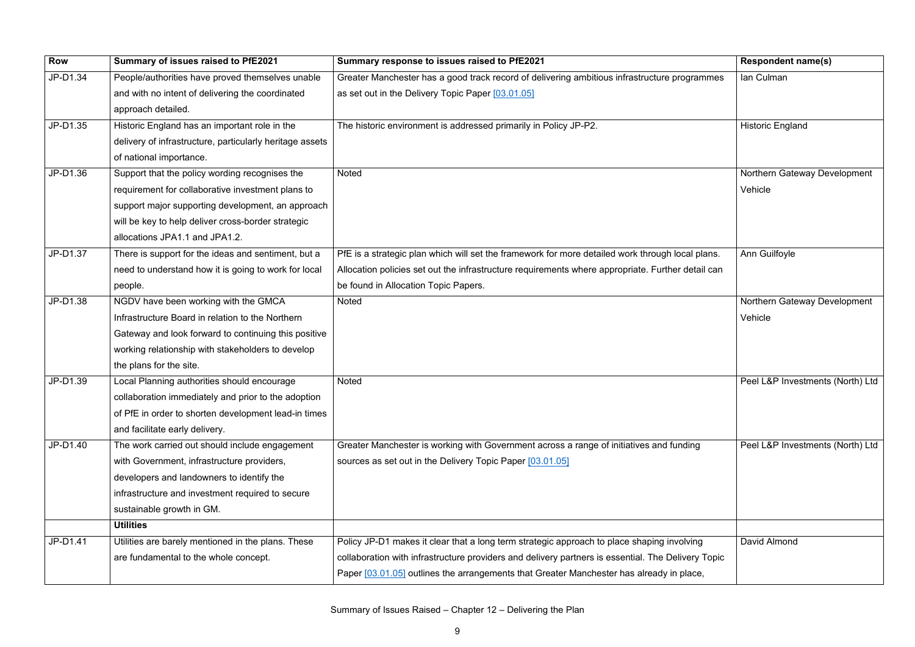| Row | Summary of issues raised to PfE2021 | Summary response to issues raised to PfE2021 | Respondent name(s) |
|---|---|---|---|
| JP-D1.34 | People/authorities have proved themselves unable and with no intent of delivering the coordinated approach detailed. | Greater Manchester has a good track record of delivering ambitious infrastructure programmes as set out in the Delivery Topic Paper [03.01.05] | Ian Culman |
| JP-D1.35 | Historic England has an important role in the delivery of infrastructure, particularly heritage assets of national importance. | The historic environment is addressed primarily in Policy JP-P2. | Historic England |
| JP-D1.36 | Support that the policy wording recognises the requirement for collaborative investment plans to support major supporting development, an approach will be key to help deliver cross-border strategic allocations JPA1.1 and JPA1.2. | Noted | Northern Gateway Development Vehicle |
| JP-D1.37 | There is support for the ideas and sentiment, but a need to understand how it is going to work for local people. | PfE is a strategic plan which will set the framework for more detailed work through local plans. Allocation policies set out the infrastructure requirements where appropriate. Further detail can be found in Allocation Topic Papers. | Ann Guilfoyle |
| JP-D1.38 | NGDV have been working with the GMCA Infrastructure Board in relation to the Northern Gateway and look forward to continuing this positive working relationship with stakeholders to develop the plans for the site. | Noted | Northern Gateway Development Vehicle |
| JP-D1.39 | Local Planning authorities should encourage collaboration immediately and prior to the adoption of PfE in order to shorten development lead-in times and facilitate early delivery. | Noted | Peel L&P Investments (North) Ltd |
| JP-D1.40 | The work carried out should include engagement with Government, infrastructure providers, developers and landowners to identify the infrastructure and investment required to secure sustainable growth in GM. | Greater Manchester is working with Government across a range of initiatives and funding sources as set out in the Delivery Topic Paper [03.01.05] | Peel L&P Investments (North) Ltd |
| | **Utilities** | | |
| JP-D1.41 | Utilities are barely mentioned in the plans. These are fundamental to the whole concept. | Policy JP-D1 makes it clear that a long term strategic approach to place shaping involving collaboration with infrastructure providers and delivery partners is essential. The Delivery Topic Paper [03.01.05] outlines the arrangements that Greater Manchester has already in place, | David Almond |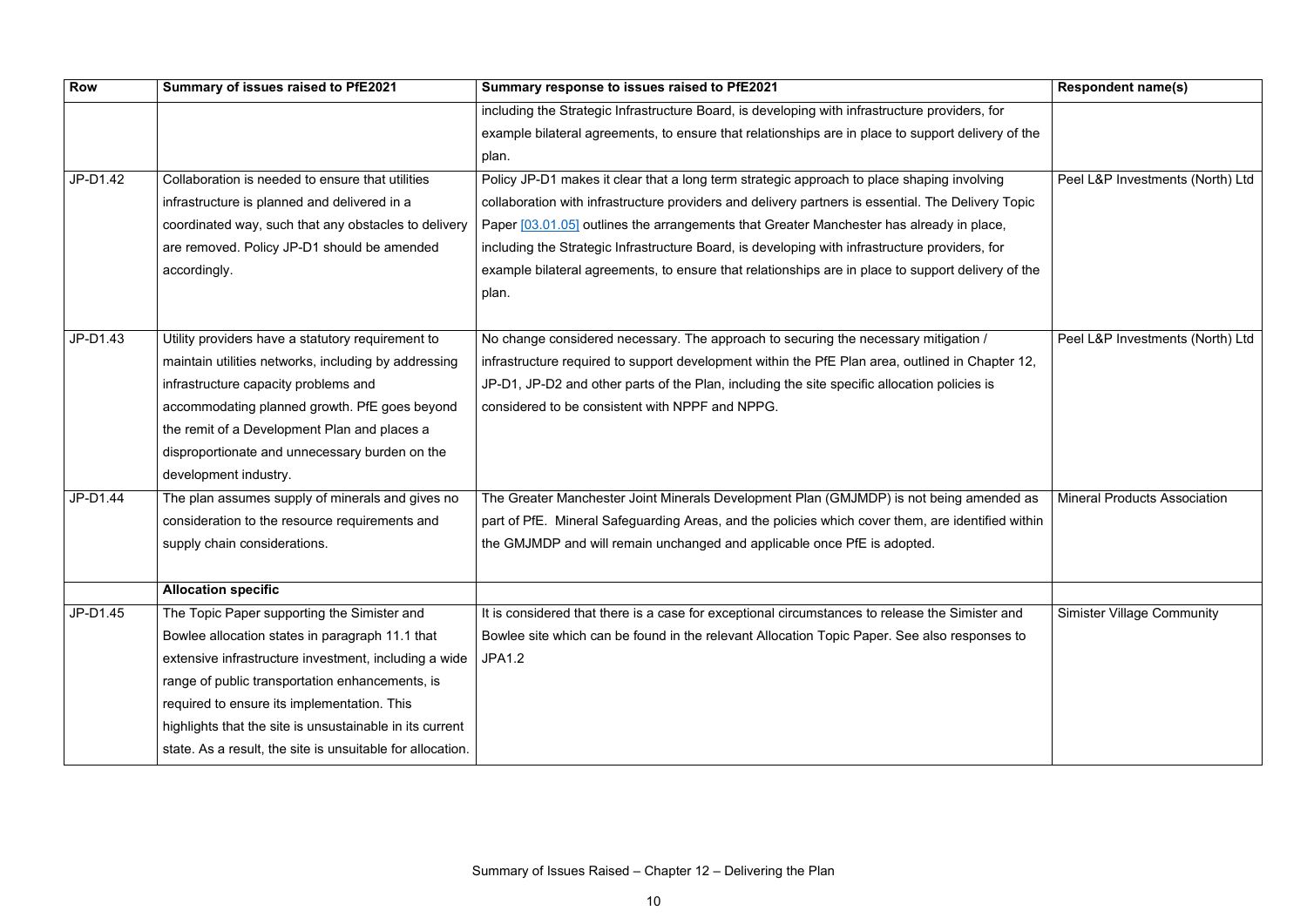| Row | Summary of issues raised to PfE2021 | Summary response to issues raised to PfE2021 | Respondent name(s) |
|---|---|---|---|
| | | including the Strategic Infrastructure Board, is developing with infrastructure providers, for example bilateral agreements, to ensure that relationships are in place to support delivery of the plan. | |
| JP-D1.42 | Collaboration is needed to ensure that utilities infrastructure is planned and delivered in a coordinated way, such that any obstacles to delivery are removed. Policy JP-D1 should be amended accordingly. | Policy JP-D1 makes it clear that a long term strategic approach to place shaping involving collaboration with infrastructure providers and delivery partners is essential. The Delivery Topic Paper [03.01.05] outlines the arrangements that Greater Manchester has already in place, including the Strategic Infrastructure Board, is developing with infrastructure providers, for example bilateral agreements, to ensure that relationships are in place to support delivery of the plan. | Peel L&P Investments (North) Ltd |
| JP-D1.43 | Utility providers have a statutory requirement to maintain utilities networks, including by addressing infrastructure capacity problems and accommodating planned growth. PfE goes beyond the remit of a Development Plan and places a disproportionate and unnecessary burden on the development industry. | No change considered necessary. The approach to securing the necessary mitigation / infrastructure required to support development within the PfE Plan area, outlined in Chapter 12, JP-D1, JP-D2 and other parts of the Plan, including the site specific allocation policies is considered to be consistent with NPPF and NPPG. | Peel L&P Investments (North) Ltd |
| JP-D1.44 | The plan assumes supply of minerals and gives no consideration to the resource requirements and supply chain considerations. | The Greater Manchester Joint Minerals Development Plan (GMJMDP) is not being amended as part of PfE. Mineral Safeguarding Areas, and the policies which cover them, are identified within the GMJMDP and will remain unchanged and applicable once PfE is adopted. | Mineral Products Association |
| | **Allocation specific** | | |
| JP-D1.45 | The Topic Paper supporting the Simister and Bowlee allocation states in paragraph 11.1 that extensive infrastructure investment, including a wide range of public transportation enhancements, is required to ensure its implementation. This highlights that the site is unsustainable in its current state. As a result, the site is unsuitable for allocation. | It is considered that there is a case for exceptional circumstances to release the Simister and Bowlee site which can be found in the relevant Allocation Topic Paper. See also responses to JPA1.2 | Simister Village Community |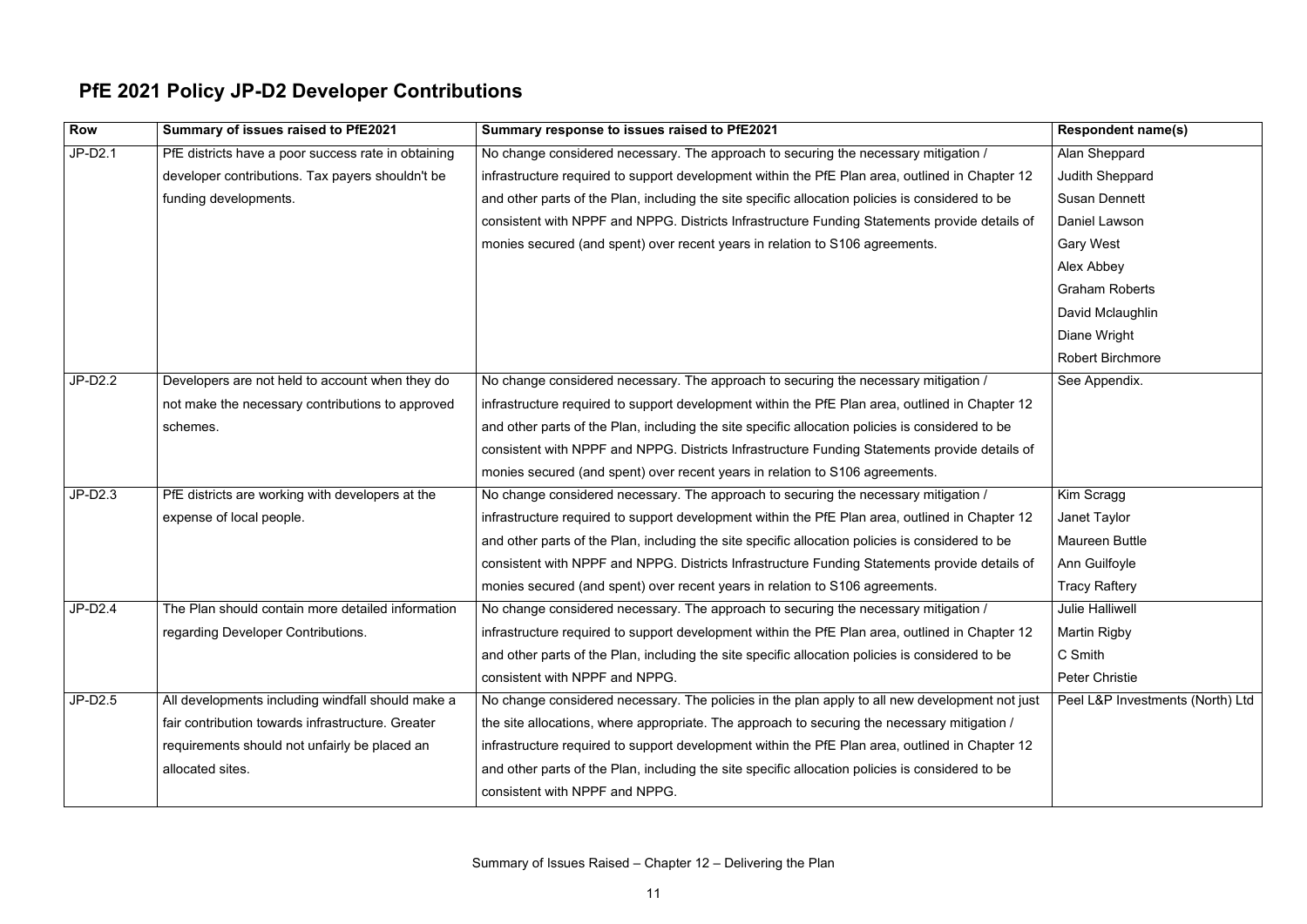## PfE 2021 Policy JP-D2 Developer Contributions

| Row | Summary of issues raised to PfE2021 | Summary response to issues raised to PfE2021 | Respondent name(s) |
|---|---|---|---|
| JP-D2.1 | PfE districts have a poor success rate in obtaining developer contributions. Tax payers shouldn't be funding developments. | No change considered necessary. The approach to securing the necessary mitigation / infrastructure required to support development within the PfE Plan area, outlined in Chapter 12 and other parts of the Plan, including the site specific allocation policies is considered to be consistent with NPPF and NPPG. Districts Infrastructure Funding Statements provide details of monies secured (and spent) over recent years in relation to S106 agreements. | Alan Sheppard<br>Judith Sheppard<br>Susan Dennett<br>Daniel Lawson<br>Gary West<br>Alex Abbey<br>Graham Roberts<br>David Mclaughlin<br>Diane Wright<br>Robert Birchmore |
| JP-D2.2 | Developers are not held to account when they do not make the necessary contributions to approved schemes. | No change considered necessary. The approach to securing the necessary mitigation / infrastructure required to support development within the PfE Plan area, outlined in Chapter 12 and other parts of the Plan, including the site specific allocation policies is considered to be consistent with NPPF and NPPG. Districts Infrastructure Funding Statements provide details of monies secured (and spent) over recent years in relation to S106 agreements. | See Appendix. |
| JP-D2.3 | PfE districts are working with developers at the expense of local people. | No change considered necessary. The approach to securing the necessary mitigation / infrastructure required to support development within the PfE Plan area, outlined in Chapter 12 and other parts of the Plan, including the site specific allocation policies is considered to be consistent with NPPF and NPPG. Districts Infrastructure Funding Statements provide details of monies secured (and spent) over recent years in relation to S106 agreements. | Kim Scragg<br>Janet Taylor<br>Maureen Buttle<br>Ann Guilfoyle<br>Tracy Raftery |
| JP-D2.4 | The Plan should contain more detailed information regarding Developer Contributions. | No change considered necessary. The approach to securing the necessary mitigation / infrastructure required to support development within the PfE Plan area, outlined in Chapter 12 and other parts of the Plan, including the site specific allocation policies is considered to be consistent with NPPF and NPPG. | Julie Halliwell<br>Martin Rigby<br>C Smith<br>Peter Christie |
| JP-D2.5 | All developments including windfall should make a fair contribution towards infrastructure. Greater requirements should not unfairly be placed an allocated sites. | No change considered necessary. The policies in the plan apply to all new development not just the site allocations, where appropriate. The approach to securing the necessary mitigation / infrastructure required to support development within the PfE Plan area, outlined in Chapter 12 and other parts of the Plan, including the site specific allocation policies is considered to be consistent with NPPF and NPPG. | Peel L&P Investments (North) Ltd |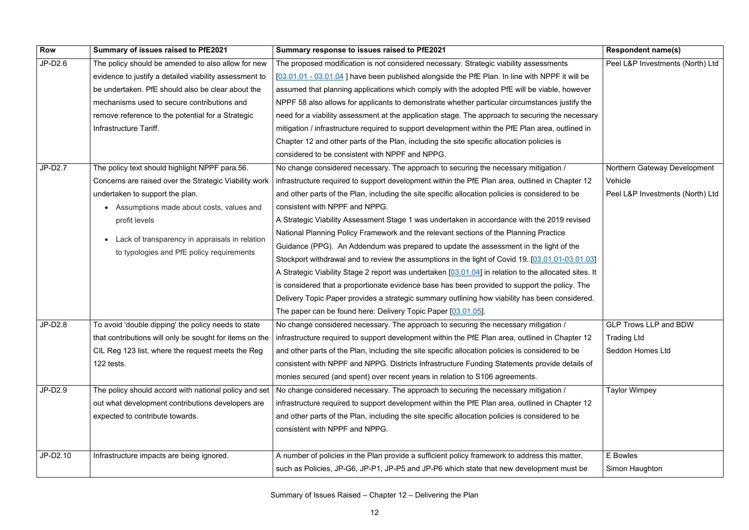| Row | Summary of issues raised to PfE2021 | Summary response to issues raised to PfE2021 | Respondent name(s) |
|---|---|---|---|
| JP-D2.6 | The policy should be amended to also allow for new evidence to justify a detailed viability assessment to be undertaken. PfE should also be clear about the mechanisms used to secure contributions and remove reference to the potential for a Strategic Infrastructure Tariff. | The proposed modification is not considered necessary. Strategic viability assessments [03.01.01 - 03.01.04 ] have been published alongside the PfE Plan. In line with NPPF it will be assumed that planning applications which comply with the adopted PfE will be viable, however NPPF 58 also allows for applicants to demonstrate whether particular circumstances justify the need for a viability assessment at the application stage. The approach to securing the necessary mitigation / infrastructure required to support development within the PfE Plan area, outlined in Chapter 12 and other parts of the Plan, including the site specific allocation policies is considered to be consistent with NPPF and NPPG. | Peel L&P Investments (North) Ltd |
| JP-D2.7 | The policy text should highlight NPPF para.56. Concerns are raised over the Strategic Viability work undertaken to support the plan.<br>• Assumptions made about costs, values and profit levels<br>• Lack of transparency in appraisals in relation to typologies and PfE policy requirements | No change considered necessary. The approach to securing the necessary mitigation / infrastructure required to support development within the PfE Plan area, outlined in Chapter 12 and other parts of the Plan, including the site specific allocation policies is considered to be consistent with NPPF and NPPG.<br>A Strategic Viability Assessment Stage 1 was undertaken in accordance with the 2019 revised National Planning Policy Framework and the relevant sections of the Planning Practice Guidance (PPG). An Addendum was prepared to update the assessment in the light of the Stockport withdrawal and to review the assumptions in the light of Covid 19. [03.01.01-03.01.03] A Strategic Viability Stage 2 report was undertaken [03.01.04] in relation to the allocated sites. It is considered that a proportionate evidence base has been provided to support the policy. The Delivery Topic Paper provides a strategic summary outlining how viability has been considered. The paper can be found here: Delivery Topic Paper [03.01.05]. | Northern Gateway Development Vehicle<br>Peel L&P Investments (North) Ltd |
| JP-D2.8 | To avoid 'double dipping' the policy needs to state that contributions will only be sought for items on the CIL Reg 123 list, where the request meets the Reg 122 tests. | No change considered necessary. The approach to securing the necessary mitigation / infrastructure required to support development within the PfE Plan area, outlined in Chapter 12 and other parts of the Plan, including the site specific allocation policies is considered to be consistent with NPPF and NPPG. Districts Infrastructure Funding Statements provide details of monies secured (and spent) over recent years in relation to S106 agreements. | GLP Trows LLP and BDW Trading Ltd<br>Seddon Homes Ltd |
| JP-D2.9 | The policy should accord with national policy and set out what development contributions developers are expected to contribute towards. | No change considered necessary. The approach to securing the necessary mitigation / infrastructure required to support development within the PfE Plan area, outlined in Chapter 12 and other parts of the Plan, including the site specific allocation policies is considered to be consistent with NPPF and NPPG. | Taylor Wimpey |
| JP-D2.10 | Infrastructure impacts are being ignored. | A number of policies in the Plan provide a sufficient policy framework to address this matter, such as Policies, JP-G6, JP-P1, JP-P5 and JP-P6 which state that new development must be | E Bowles<br>Simon Haughton |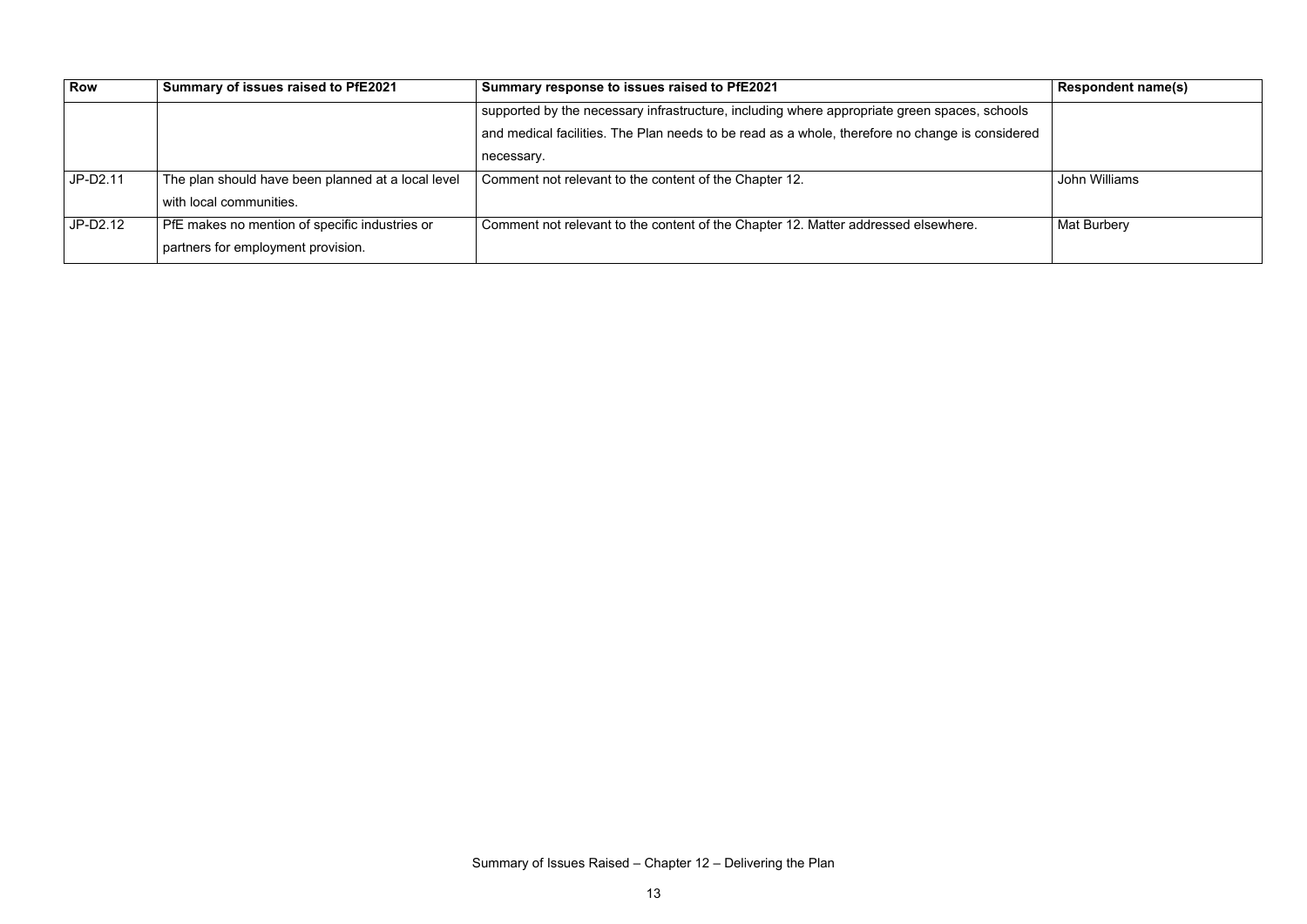| Row | Summary of issues raised to PfE2021 | Summary response to issues raised to PfE2021 | Respondent name(s) |
|---|---|---|---|
| | | supported by the necessary infrastructure, including where appropriate green spaces, schools and medical facilities. The Plan needs to be read as a whole, therefore no change is considered necessary. | |
| JP-D2.11 | The plan should have been planned at a local level with local communities. | Comment not relevant to the content of the Chapter 12. | John Williams |
| JP-D2.12 | PfE makes no mention of specific industries or partners for employment provision. | Comment not relevant to the content of the Chapter 12. Matter addressed elsewhere. | Mat Burbery |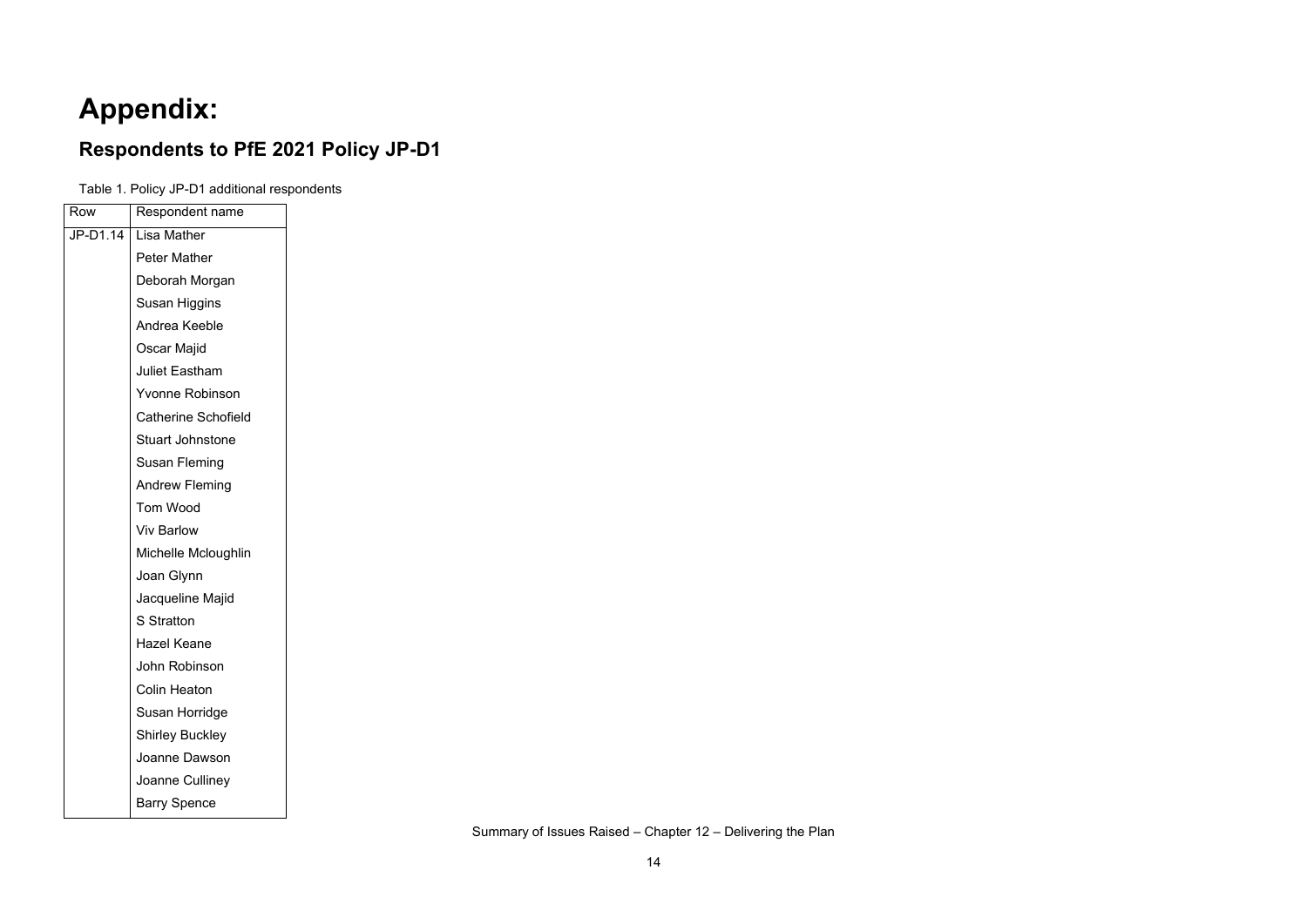# Appendix:

## Respondents to PfE 2021 Policy JP-D1

Table 1. Policy JP-D1 additional respondents

| Row | Respondent name |
|---|---|
| JP-D1.14 | Lisa Mather |
| | Peter Mather |
| | Deborah Morgan |
| | Susan Higgins |
| | Andrea Keeble |
| | Oscar Majid |
| | Juliet Eastham |
| | Yvonne Robinson |
| | Catherine Schofield |
| | Stuart Johnstone |
| | Susan Fleming |
| | Andrew Fleming |
| | Tom Wood |
| | Viv Barlow |
| | Michelle Mcloughlin |
| | Joan Glynn |
| | Jacqueline Majid |
| | S Stratton |
| | Hazel Keane |
| | John Robinson |
| | Colin Heaton |
| | Susan Horridge |
| | Shirley Buckley |
| | Joanne Dawson |
| | Joanne Culliney |
| | Barry Spence |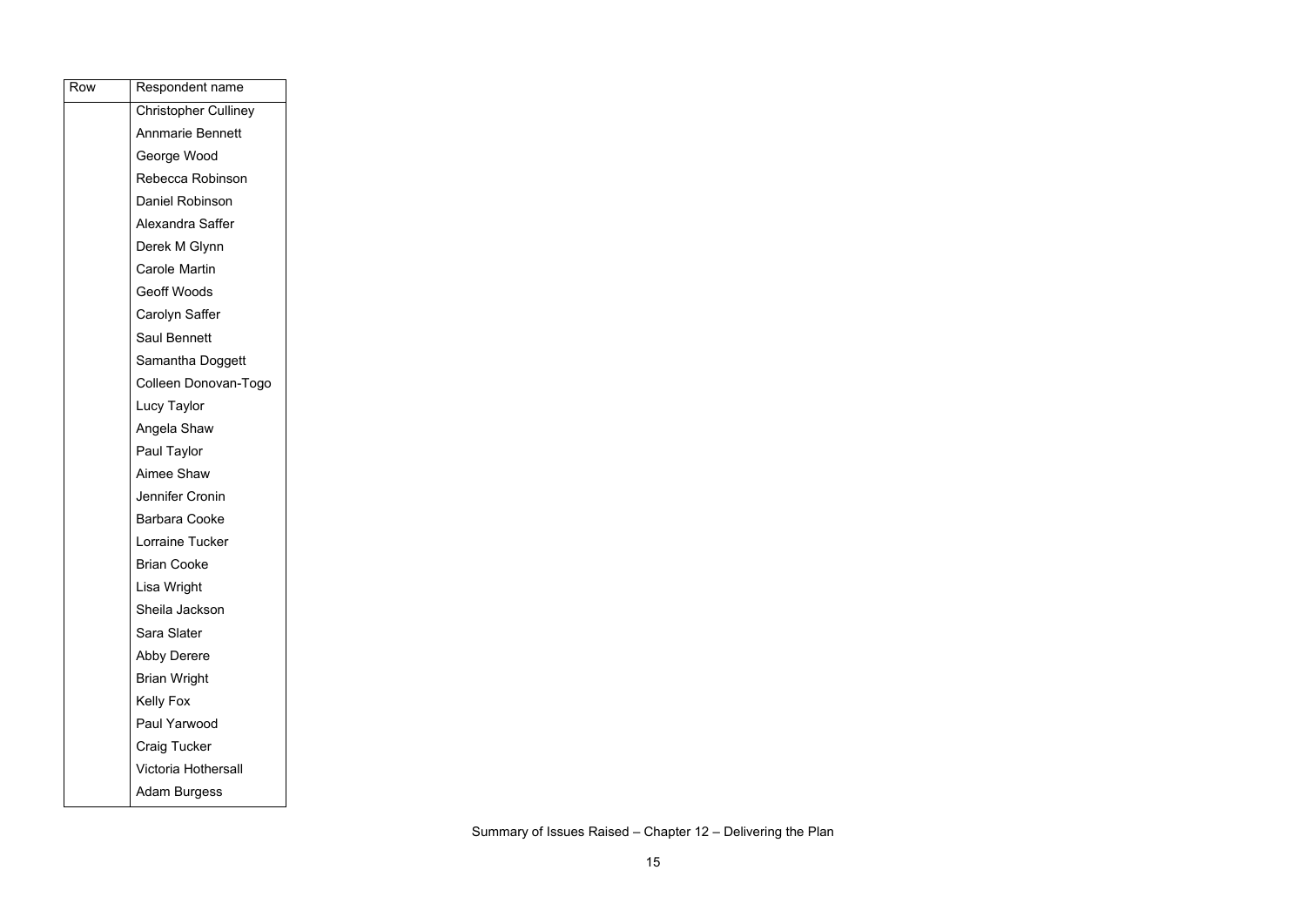| Row | Respondent name |
|---|---|
| | Christopher Culliney |
| | Annmarie Bennett |
| | George Wood |
| | Rebecca Robinson |
| | Daniel Robinson |
| | Alexandra Saffer |
| | Derek M Glynn |
| | Carole Martin |
| | Geoff Woods |
| | Carolyn Saffer |
| | Saul Bennett |
| | Samantha Doggett |
| | Colleen Donovan-Togo |
| | Lucy Taylor |
| | Angela Shaw |
| | Paul Taylor |
| | Aimee Shaw |
| | Jennifer Cronin |
| | Barbara Cooke |
| | Lorraine Tucker |
| | Brian Cooke |
| | Lisa Wright |
| | Sheila Jackson |
| | Sara Slater |
| | Abby Derere |
| | Brian Wright |
| | Kelly Fox |
| | Paul Yarwood |
| | Craig Tucker |
| | Victoria Hothersall |
| | Adam Burgess |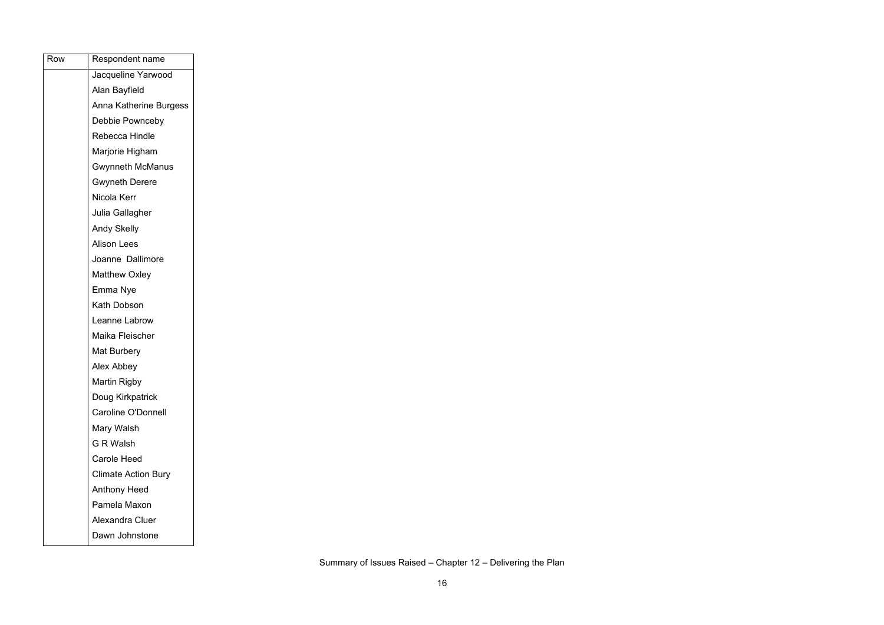| Row | Respondent name |
|---|---|
| | Jacqueline Yarwood |
| | Alan Bayfield |
| | Anna Katherine Burgess |
| | Debbie Pownceby |
| | Rebecca Hindle |
| | Marjorie Higham |
| | Gwynneth McManus |
| | Gwyneth Derere |
| | Nicola Kerr |
| | Julia Gallagher |
| | Andy Skelly |
| | Alison Lees |
| | Joanne Dallimore |
| | Matthew Oxley |
| | Emma Nye |
| | Kath Dobson |
| | Leanne Labrow |
| | Maika Fleischer |
| | Mat Burbery |
| | Alex Abbey |
| | Martin Rigby |
| | Doug Kirkpatrick |
| | Caroline O'Donnell |
| | Mary Walsh |
| | G R Walsh |
| | Carole Heed |
| | Climate Action Bury |
| | Anthony Heed |
| | Pamela Maxon |
| | Alexandra Cluer |
| | Dawn Johnstone |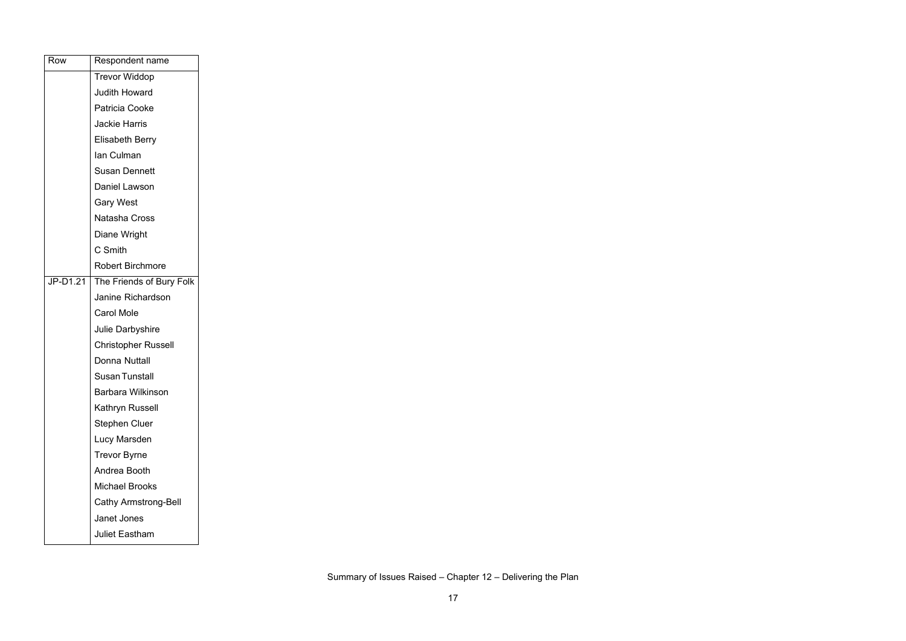| Row | Respondent name |
|---|---|
| | Trevor Widdop |
| | Judith Howard |
| | Patricia Cooke |
| | Jackie Harris |
| | Elisabeth Berry |
| | Ian Culman |
| | Susan Dennett |
| | Daniel Lawson |
| | Gary West |
| | Natasha Cross |
| | Diane Wright |
| | C Smith |
| | Robert Birchmore |
| JP-D1.21 | The Friends of Bury Folk |
| | Janine Richardson |
| | Carol Mole |
| | Julie Darbyshire |
| | Christopher Russell |
| | Donna Nuttall |
| | Susan Tunstall |
| | Barbara Wilkinson |
| | Kathryn Russell |
| | Stephen Cluer |
| | Lucy Marsden |
| | Trevor Byrne |
| | Andrea Booth |
| | Michael Brooks |
| | Cathy Armstrong-Bell |
| | Janet Jones |
| | Juliet Eastham |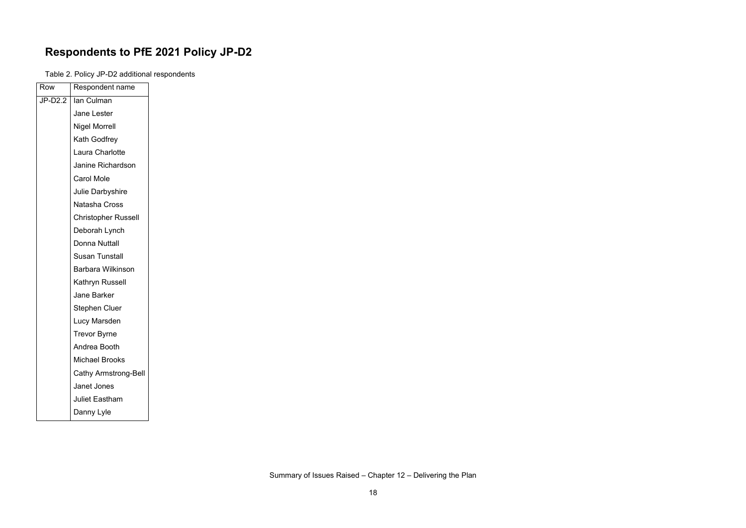# Respondents to PfE 2021 Policy JP-D2

Table 2. Policy JP-D2 additional respondents

| Row | Respondent name |
| --- | --- |
| JP-D2.2 | Ian Culman |
| | Jane Lester |
| | Nigel Morrell |
| | Kath Godfrey |
| | Laura Charlotte |
| | Janine Richardson |
| | Carol Mole |
| | Julie Darbyshire |
| | Natasha Cross |
| | Christopher Russell |
| | Deborah Lynch |
| | Donna Nuttall |
| | Susan Tunstall |
| | Barbara Wilkinson |
| | Kathryn Russell |
| | Jane Barker |
| | Stephen Cluer |
| | Lucy Marsden |
| | Trevor Byrne |
| | Andrea Booth |
| | Michael Brooks |
| | Cathy Armstrong-Bell |
| | Janet Jones |
| | Juliet Eastham |
| | Danny Lyle |